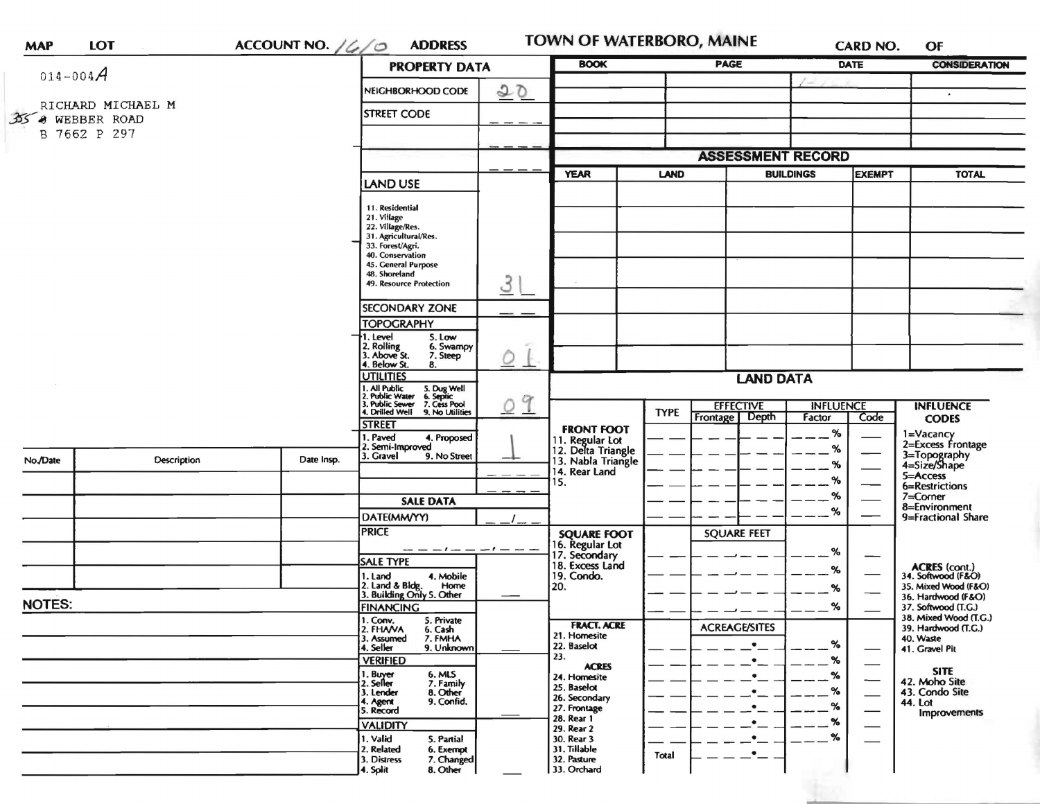MAP LOT ACCOUNT NO. 1610 ADDRESS

# TOWN OF WATERBORO, MAINE

CARD NO. OF

014-004A

RICHARD MICHAEL M
355 WEBBER ROAD
B 7662 P 297

## PROPERTY DATA

| | |
|---|---|
| NEIGHBORHOOD CODE | 20 |
| STREET CODE | |
| | |
| | |
| LAND USE<br>11. Residential<br>21. Village<br>22. Village/Res.<br>31. Agricultural/Res.<br>33. Forest/Agri.<br>40. Conservation<br>45. General Purpose<br>48. Shoreland<br>49. Resource Protection | 31 |
| SECONDARY ZONE | |
| TOPOGRAPHY<br>1. Level 5. Low<br>2. Rolling 6. Swampy<br>3. Above St. 7. Steep<br>4. Below St. 8. | 01 |
| UTILITIES<br>1. All Public 5. Dug Well<br>2. Public Water 6. Septic<br>3. Public Sewer 7. Cess Pool<br>4. Drilled Well 9. No Utilities | 09 |
| STREET<br>1. Paved 4. Proposed<br>2. Semi-Improved<br>3. Gravel 9. No Street | 1 |
| | |
| | |

## SALE DATA

| | |
|---|---|
| DATE(MM/YY) | / |
| PRICE | |
| SALE TYPE<br>1. Land 4. Mobile Home<br>2. Land & Bldg.<br>3. Building Only 5. Other | |
| FINANCING<br>1. Conv. 5. Private<br>2. FHA/VA 6. Cash<br>3. Assumed 7. FMHA<br>4. Seller 9. Unknown | |
| VERIFIED<br>1. Buyer 6. MLS<br>2. Seller 7. Family<br>3. Lender 8. Other<br>4. Agent 9. Confid.<br>5. Record | |
| VALIDITY<br>1. Valid 5. Partial<br>2. Related 6. Exempt<br>3. Distress 7. Changed<br>4. Split 8. Other | |

| BOOK | PAGE | DATE | CONSIDERATION |
|---|---|---|---|
| | | | |
| | | | |
| | | | |
| | | | |

## ASSESSMENT RECORD

| YEAR | LAND | BUILDINGS | EXEMPT | TOTAL |
|---|---|---|---|---|
| | | | | |
| | | | | |
| | | | | |
| | | | | |
| | | | | |
| | | | | |
| | | | | |

## LAND DATA

| | TYPE | EFFECTIVE Frontage | EFFECTIVE Depth | INFLUENCE Factor | INFLUENCE Code |
|---|---|---|---|---|---|
| FRONT FOOT<br>11. Regular Lot<br>12. Delta Triangle<br>13. Nabla Triangle<br>14. Rear Land<br>15. | | | | % | |
| | | | | % | |
| | | | | % | |
| | | | | % | |
| | | | | % | |
| | | | | % | |
| SQUARE FOOT<br>16. Regular Lot<br>17. Secondary<br>18. Excess Land<br>19. Condo.<br>20. | | SQUARE FEET | | % | |
| | | | | % | |
| | | | | % | |
| | | | | % | |
| FRACT. ACRE<br>21. Homesite<br>22. Baselot<br>23.<br>ACRES<br>24. Homesite<br>25. Baselot<br>26. Secondary<br>27. Frontage<br>28. Rear 1<br>29. Rear 2<br>30. Rear 3<br>31. Tillable<br>32. Pasture<br>33. Orchard | | ACREAGE/SITES | | % | |
| | | | | % | |
| | | | | % | |
| | | | | % | |
| | | | | % | |
| | | | | % | |
| | | | | % | |
| | Total | | | | |

INFLUENCE CODES
1=Vacancy
2=Excess Frontage
3=Topography
4=Size/Shape
5=Access
6=Restrictions
7=Corner
8=Environment
9=Fractional Share

ACRES (cont.)
34. Softwood (F&O)
35. Mixed Wood (F&O)
36. Hardwood (F&O)
37. Softwood (T.G.)
38. Mixed Wood (T.G.)
39. Hardwood (T.G.)
40. Waste
41. Gravel Pit

SITE
42. Moho Site
43. Condo Site
44. Lot Improvements

| No./Date | Description | Date Insp. |
|---|---|---|
| | | |
| | | |
| | | |
| | | |
| | | |

NOTES: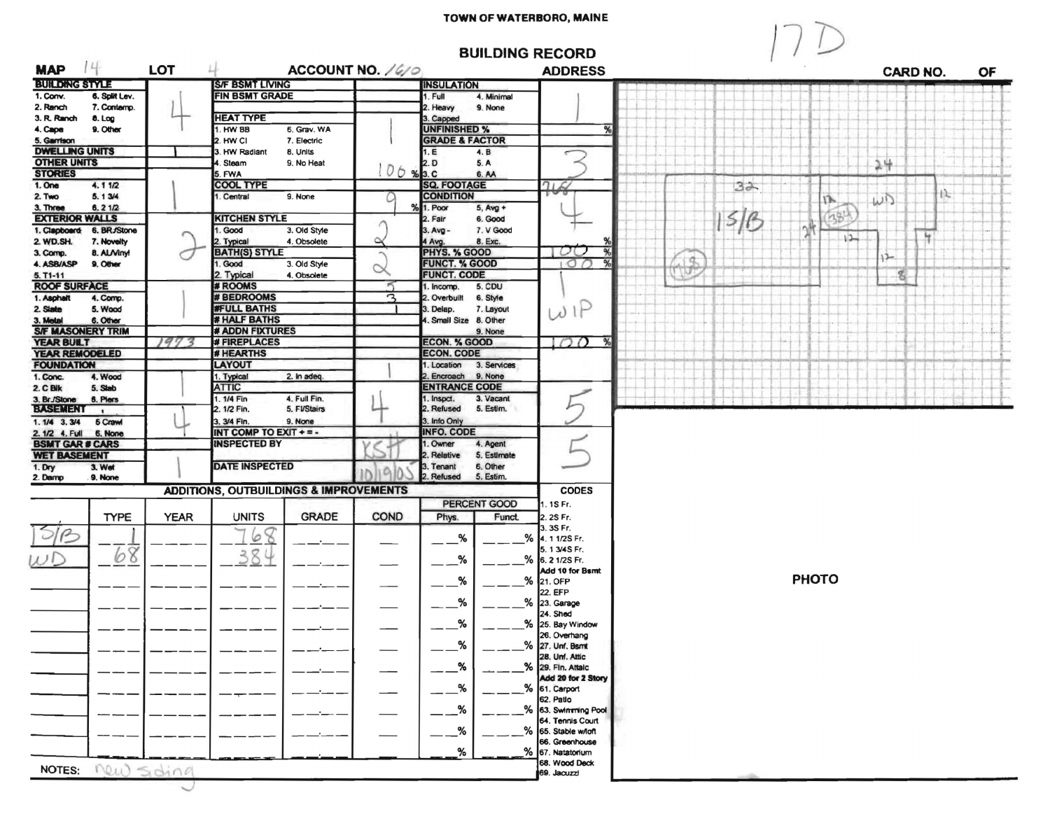TOWN OF WATERBORO, MAINE

# BUILDING RECORD

17D

**MAP** 14 **LOT** 4 **ACCOUNT NO.** 1610 **ADDRESS** **CARD NO.** **OF**

| | | | | | |
|---|---|---|---|---|---|
| **BUILDING STYLE** 1. Conv. 6. Split Lev. 2. Ranch 7. Contemp. 3. R. Ranch 8. Log 4. Cape 9. Other 5. Garrison | 4 | **S/F BSMT LIVING** | | **INSULATION** 1. Full 4. Minimal 2. Heavy 9. None 3. Capped | 1 |
| **DWELLING UNITS** | 1 | **FIN BSMT GRADE** | | **UNFINISHED %** | % |
| **OTHER UNITS** | | **HEAT TYPE** 1. HW BB 6. Grav. WA 2. HW CI 7. Electric 3. HW Radiant 8. Units 4. Steam 9. No Heat 5. FWA | 1 / 100 % | **GRADE & FACTOR** 1. E 4. B 2. D 5. A 3. C 6. AA | 3 |
| **STORIES** 1. One 4. 1 1/2 2. Two 5. 1 3/4 3. Three 6. 2 1/2 | 1 | **COOL TYPE** 1. Central 9. None | 9 % | **SQ. FOOTAGE** | 768 |
| **EXTERIOR WALLS** 1. Clapboard 6. BR./Stone 2. WD.SH. 7. Novelty 3. Comp. 8. AL/Vinyl 4. ASB/ASP 9. Other 5. T1-11 | 2 | **KITCHEN STYLE** 1. Good 3. Old Style 2. Typical 4. Obsolete | 2 | **CONDITION** 1. Poor 5. Avg + 2. Fair 6. Good 3. Avg - 7. V Good 4. Avg. 8. Exc. | 4 % |
| | | **BATH(S) STYLE** 1. Good 3. Old Style 2. Typical 4. Obsolete | 2 | **PHYS. % GOOD** | 100 % |
| **ROOF SURFACE** 1. Asphalt 4. Comp. 2. Slate 5. Wood 3. Metal 6. Other | 1 | **# ROOMS** | 5 | **FUNCT. % GOOD** | 100 % |
| | | **# BEDROOMS** | 3 | **FUNCT. CODE** 1. Incomp. 5. CDU 2. Overbuilt 6. Style 3. Delap. 7. Layout 4. Small Size 8. Other 9. None | 1 WIP |
| | | **#FULL BATHS** | 1 | | |
| **S/F MASONERY TRIM** | | **# HALF BATHS** | | | |
| | | **# ADDN FIXTURES** | | | |
| **YEAR BUILT** | 1973 | **# FIREPLACES** | | **ECON. % GOOD** | 100 % |
| **YEAR REMODELED** | | **# HEARTHS** | | **ECON. CODE** 1. Location 3. Services 2. Encroach 9. None | |
| **FOUNDATION** 1. Conc. 4. Wood 2. C Blk 5. Slab 3. Br./Stone 6. Piers | 1 | **LAYOUT** 1. Typical 2. In adeq. | 1 | | |
| **BASEMENT** 1. 1/4 3. 3/4 5 Crawl 2. 1/2 4. Full 6. None | 4 | **ATTIC** 1. 1/4 Fin 4. Full Fin. 2. 1/2 Fin. 5. Fl/Stairs 3. 3/4 Fin. 9. None | 4 | **ENTRANCE CODE** 1. Inspct. 3. Vacant 2. Refused 5. Estim. 3. Info Only | 5 |
| **BSMT GAR # CARS** | | **INT COMP TO EXIT + = -** | | **INFO. CODE** 1. Owner 4. Agent 2. Relative 5. Estimate 3. Tenant 6. Other 2. Refused 5. Estim. | 5 |
| **WET BASEMENT** 1. Dry 3. Wet 2. Damp 9. None | 1 | **INSPECTED BY** | KSH | | |
| | | **DATE INSPECTED** | 10/19/05 | | |

Sketch: 15/B (768), 32 x 24; WD (384), 24, 12, 12, 12, 4, 12, 8

## ADDITIONS, OUTBUILDINGS & IMPROVEMENTS

| | TYPE | YEAR | UNITS | GRADE | COND | PERCENT GOOD Phys. | PERCENT GOOD Funct. |
|---|---|---|---|---|---|---|---|
| 15/B | 1 | | 768 | | | % | % |
| WD | 68 | | 384 | | | % | % |
| | | | | | | % | % |
| | | | | | | % | % |
| | | | | | | % | % |
| | | | | | | % | % |
| | | | | | | % | % |
| | | | | | | % | % |
| | | | | | | % | % |
| | | | | | | % | % |
| | | | | | | % | % |

**CODES**
1. 1S Fr.
2. 2S Fr.
3. 3S Fr.
4. 1 1/2S Fr.
5. 1 3/4S Fr.
6. 2 1/2S Fr.
Add 10 for Bsmt
21. OFP
22. EFP
23. Garage
24. Shed
25. Bay Window
26. Overhang
27. Unf. Bsmt
28. Unf. Attic
29. Fin. Attic
Add 20 for 2 Story
61. Carport
62. Patio
63. Swimming Pool
64. Tennis Court
65. Stable w/loft
66. Greenhouse
67. Natatorium
68. Wood Deck
69. Jacuzzi

PHOTO

NOTES: new siding